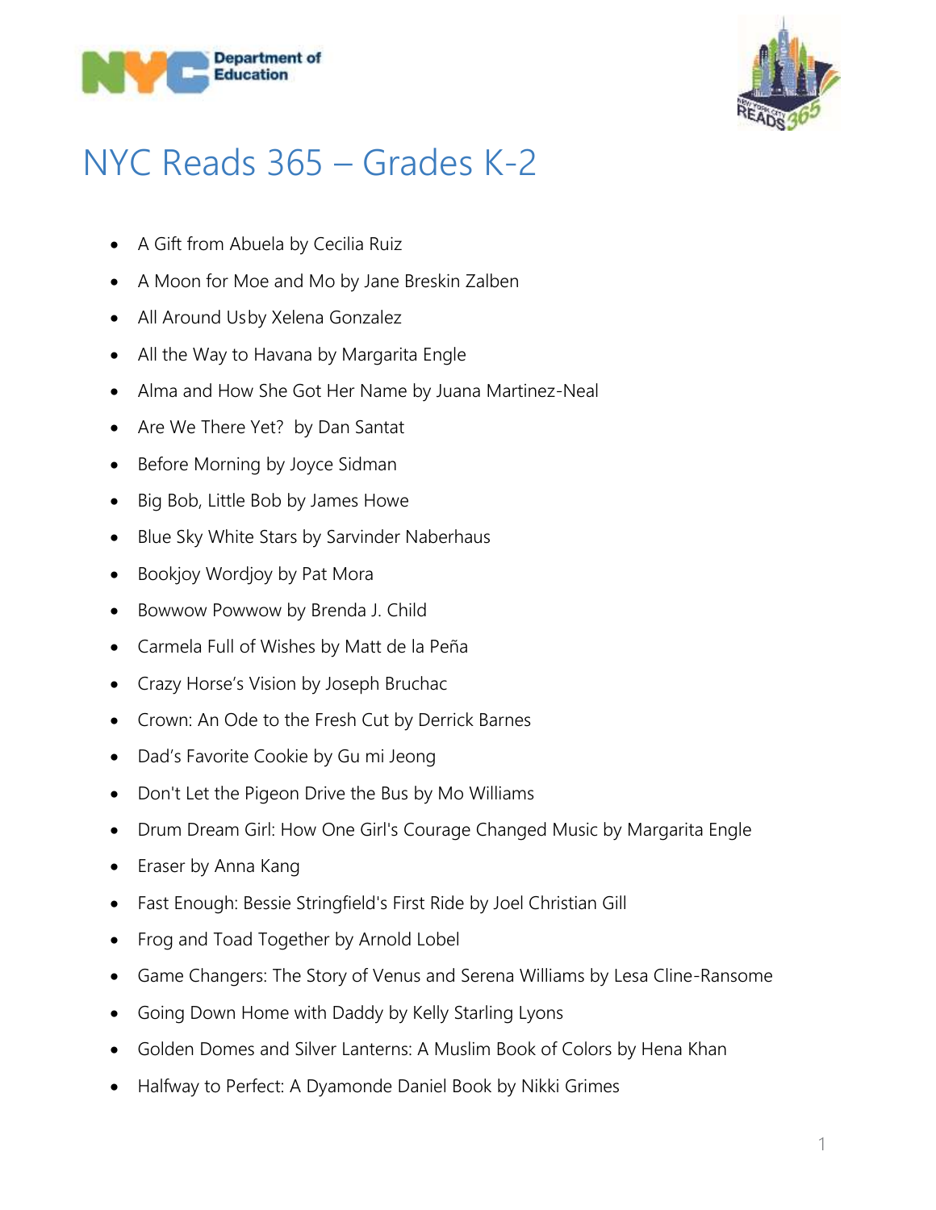# NYC Reads 365 – Grades K-2

- A Gift from Abuela by Cecilia Ruiz
- A Moon for Moe and Mo by Jane Breskin Zalben
- All Around Usby Xelena Gonzalez
- All the Way to Havana by Margarita Engle
- Alma and How She Got Her Name by Juana Martinez-Neal
- Are We There Yet? by Dan Santat
- Before Morning by Joyce Sidman
- Big Bob, Little Bob by James Howe
- Blue Sky White Stars by Sarvinder Naberhaus
- Bookjoy Wordjoy by Pat Mora
- Bowwow Powwow by Brenda J. Child
- Carmela Full of Wishes by Matt de la Peña
- Crazy Horse's Vision by Joseph Bruchac
- Crown: An Ode to the Fresh Cut by Derrick Barnes
- Dad's Favorite Cookie by Gu mi Jeong
- Don't Let the Pigeon Drive the Bus by Mo Williams
- Drum Dream Girl: How One Girl's Courage Changed Music by Margarita Engle
- Eraser by Anna Kang
- Fast Enough: Bessie Stringfield's First Ride by Joel Christian Gill
- Frog and Toad Together by Arnold Lobel
- Game Changers: The Story of Venus and Serena Williams by Lesa Cline-Ransome
- Going Down Home with Daddy by Kelly Starling Lyons
- Golden Domes and Silver Lanterns: A Muslim Book of Colors by Hena Khan
- Halfway to Perfect: A Dyamonde Daniel Book by Nikki Grimes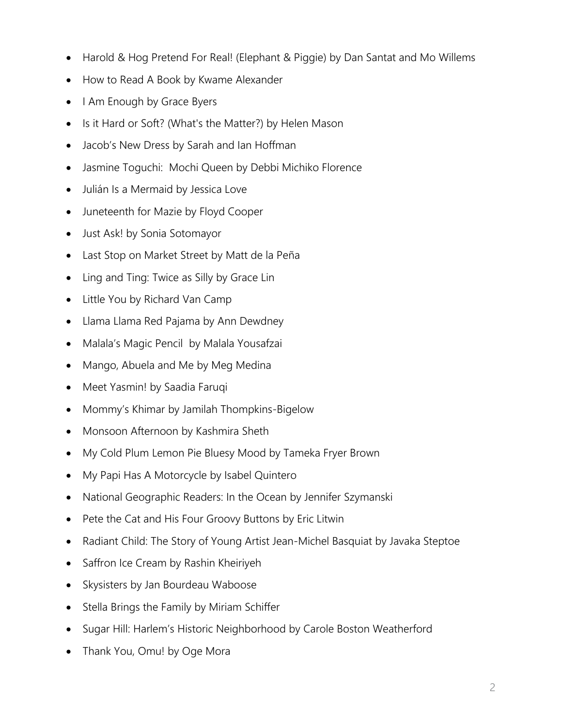- Harold & Hog Pretend For Real! (Elephant & Piggie) by Dan Santat and Mo Willems
- How to Read A Book by Kwame Alexander
- I Am Enough by Grace Byers
- Is it Hard or Soft? (What's the Matter?) by Helen Mason
- Jacob's New Dress by Sarah and Ian Hoffman
- Jasmine Toguchi:  Mochi Queen by Debbi Michiko Florence
- Julián Is a Mermaid by Jessica Love
- Juneteenth for Mazie by Floyd Cooper
- Just Ask! by Sonia Sotomayor
- Last Stop on Market Street by Matt de la Peña
- Ling and Ting: Twice as Silly by Grace Lin
- Little You by Richard Van Camp
- Llama Llama Red Pajama by Ann Dewdney
- Malala's Magic Pencil  by Malala Yousafzai
- Mango, Abuela and Me by Meg Medina
- Meet Yasmin! by Saadia Faruqi
- Mommy's Khimar by Jamilah Thompkins-Bigelow
- Monsoon Afternoon by Kashmira Sheth
- My Cold Plum Lemon Pie Bluesy Mood by Tameka Fryer Brown
- My Papi Has A Motorcycle by Isabel Quintero
- National Geographic Readers: In the Ocean by Jennifer Szymanski
- Pete the Cat and His Four Groovy Buttons by Eric Litwin
- Radiant Child: The Story of Young Artist Jean-Michel Basquiat by Javaka Steptoe
- Saffron Ice Cream by Rashin Kheiriyeh
- Skysisters by Jan Bourdeau Waboose
- Stella Brings the Family by Miriam Schiffer
- Sugar Hill: Harlem's Historic Neighborhood by Carole Boston Weatherford
- Thank You, Omu! by Oge Mora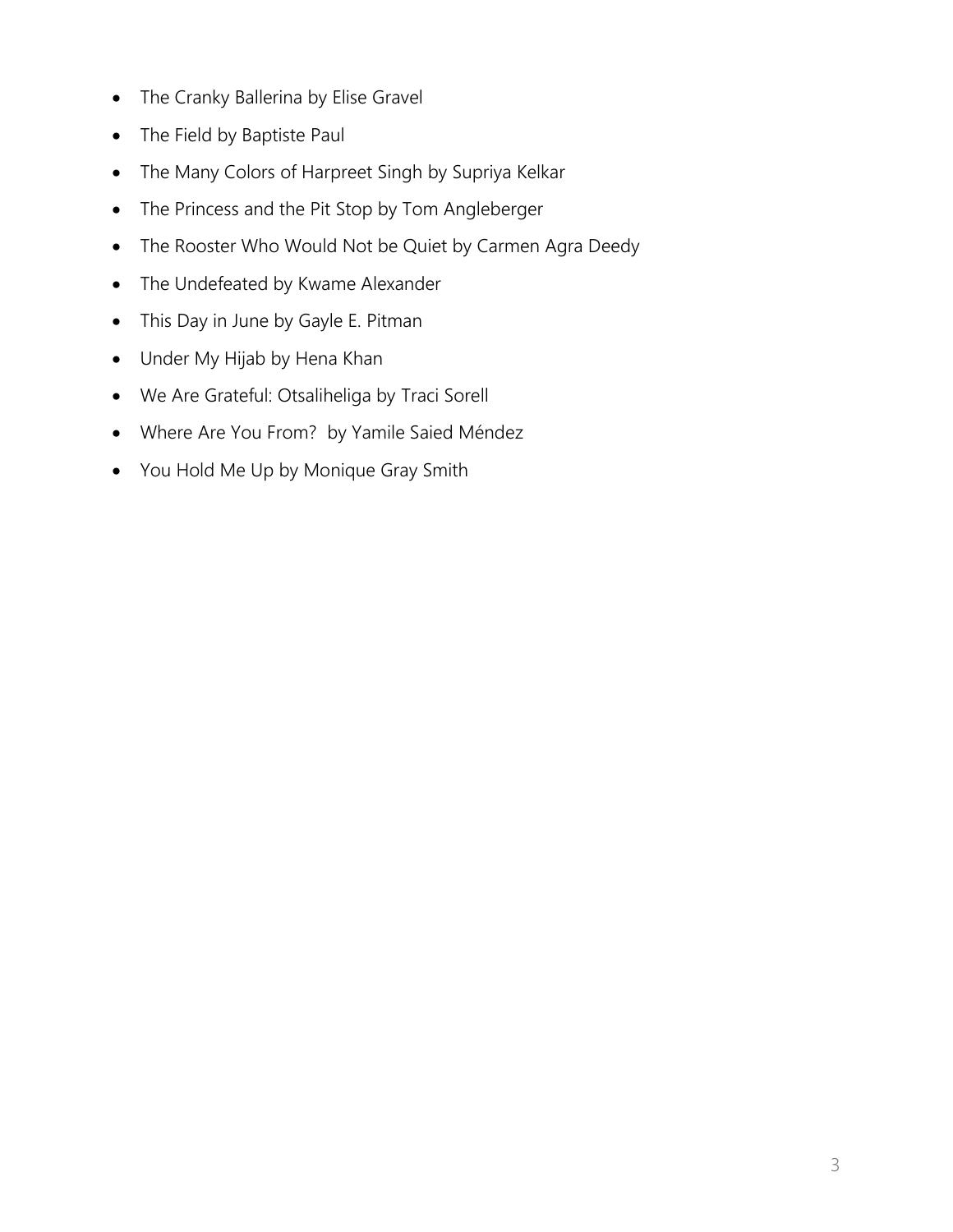- The Cranky Ballerina by Elise Gravel
- The Field by Baptiste Paul
- The Many Colors of Harpreet Singh by Supriya Kelkar
- The Princess and the Pit Stop by Tom Angleberger
- The Rooster Who Would Not be Quiet by Carmen Agra Deedy
- The Undefeated by Kwame Alexander
- This Day in June by Gayle E. Pitman
- Under My Hijab by Hena Khan
- We Are Grateful: Otsaliheliga by Traci Sorell
- Where Are You From? by Yamile Saied Méndez
- You Hold Me Up by Monique Gray Smith